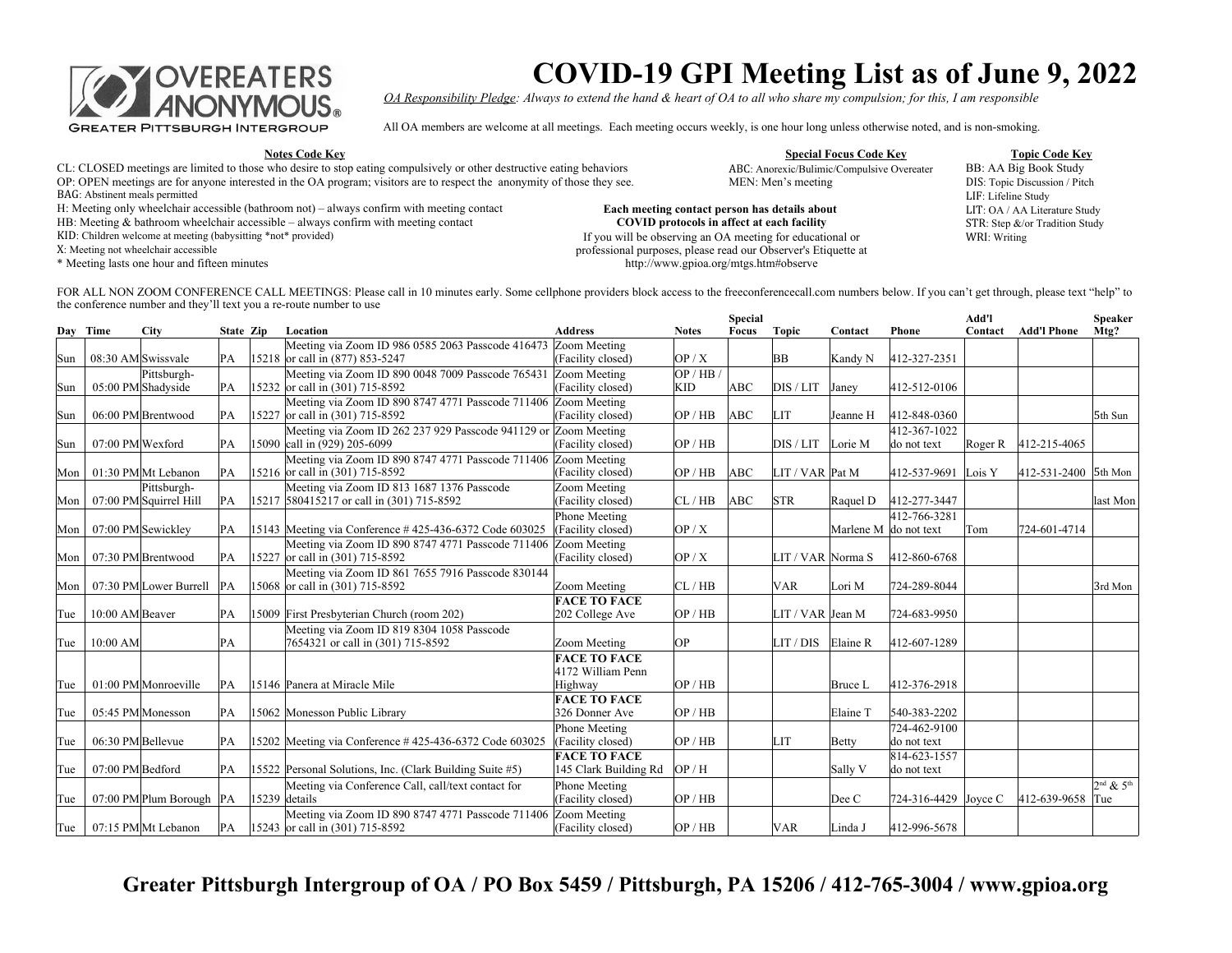OVEREATERS ANONYMOUS® GREATER PITTSBURGH INTERGROUP

# COVID-19 GPI Meeting List as of June 9, 2022

*OA Responsibility Pledge: Always to extend the hand & heart of OA to all who share my compulsion; for this, I am responsible*

All OA members are welcome at all meetings. Each meeting occurs weekly, is one hour long unless otherwise noted, and is non-smoking.

**Notes Code Key**

CL: CLOSED meetings are limited to those who desire to stop eating compulsively or other destructive eating behaviors
OP: OPEN meetings are for anyone interested in the OA program; visitors are to respect the anonymity of those they see.
BAG: Abstinent meals permitted
H: Meeting only wheelchair accessible (bathroom not) – always confirm with meeting contact
HB: Meeting & bathroom wheelchair accessible – always confirm with meeting contact
KID: Children welcome at meeting (babysitting *not* provided)
X: Meeting not wheelchair accessible
* Meeting lasts one hour and fifteen minutes

**Special Focus Code Key**

ABC: Anorexic/Bulimic/Compulsive Overeater
MEN: Men's meeting

**Topic Code Key**

BB: AA Big Book Study
DIS: Topic Discussion / Pitch
LIF: Lifeline Study
LIT: OA / AA Literature Study
STR: Step &/or Tradition Study
WRI: Writing

**Each meeting contact person has details about COVID protocols in affect at each facility**

If you will be observing an OA meeting for educational or professional purposes, please read our Observer's Etiquette at http://www.gpioa.org/mtgs.htm#observe

FOR ALL NON ZOOM CONFERENCE CALL MEETINGS: Please call in 10 minutes early. Some cellphone providers block access to the freeconferencecall.com numbers below. If you can't get through, please text "help" to the conference number and they'll text you a re-route number to use

| Day | Time | City | State | Zip | Location | Address | Notes | Special Focus | Topic | Contact | Phone | Add'l Contact | Add'l Phone | Speaker Mtg? |
|---|---|---|---|---|---|---|---|---|---|---|---|---|---|---|
| Sun | 08:30 AM | Swissvale | PA | 15218 | Meeting via Zoom ID 986 0585 2063 Passcode 416473 or call in (877) 853-5247 | Zoom Meeting (Facility closed) | OP / X | | BB | Kandy N | 412-327-2351 | | | |
| Sun | 05:00 PM | Pittsburgh-Shadyside | PA | 15232 | Meeting via Zoom ID 890 0048 7009 Passcode 765431 or call in (301) 715-8592 | Zoom Meeting (Facility closed) | OP / HB / KID | ABC | DIS / LIT | Janey | 412-512-0106 | | | |
| Sun | 06:00 PM | Brentwood | PA | 15227 | Meeting via Zoom ID 890 8747 4771 Passcode 711406 or call in (301) 715-8592 | Zoom Meeting (Facility closed) | OP / HB | ABC | LIT | Jeanne H | 412-848-0360 | | | 5th Sun |
| Sun | 07:00 PM | Wexford | PA | 15090 | Meeting via Zoom ID 262 237 929 Passcode 941129 or call in (929) 205-6099 | Zoom Meeting (Facility closed) | OP / HB | | DIS / LIT | Lorie M | 412-367-1022 do not text | Roger R | 412-215-4065 | |
| Mon | 01:30 PM | Mt Lebanon | PA | 15216 | Meeting via Zoom ID 890 8747 4771 Passcode 711406 or call in (301) 715-8592 | Zoom Meeting (Facility closed) | OP / HB | ABC | LIT / VAR | Pat M | 412-537-9691 | Lois Y | 412-531-2400 | 5th Mon |
| Mon | 07:00 PM | Pittsburgh-Squirrel Hill | PA | 15217 | Meeting via Zoom ID 813 1687 1376 Passcode 580415217 or call in (301) 715-8592 | Zoom Meeting (Facility closed) | CL / HB | ABC | STR | Raquel D | 412-277-3447 | | | last Mon |
| Mon | 07:00 PM | Sewickley | PA | 15143 | Meeting via Conference # 425-436-6372 Code 603025 | Phone Meeting (Facility closed) | OP / X | | | Marlene M | 412-766-3281 do not text | Tom | 724-601-4714 | |
| Mon | 07:30 PM | Brentwood | PA | 15227 | Meeting via Zoom ID 890 8747 4771 Passcode 711406 or call in (301) 715-8592 | Zoom Meeting (Facility closed) | OP / X | | LIT / VAR | Norma S | 412-860-6768 | | | |
| Mon | 07:30 PM | Lower Burrell | PA | 15068 | Meeting via Zoom ID 861 7655 7916 Passcode 830144 or call in (301) 715-8592 | Zoom Meeting | CL / HB | | VAR | Lori M | 724-289-8044 | | | 3rd Mon |
| Tue | 10:00 AM | Beaver | PA | 15009 | First Presbyterian Church (room 202) | **FACE TO FACE** 202 College Ave | OP / HB | | LIT / VAR | Jean M | 724-683-9950 | | | |
| Tue | 10:00 AM | | PA | | Meeting via Zoom ID 819 8304 1058 Passcode 7654321 or call in (301) 715-8592 | Zoom Meeting | OP | | LIT / DIS | Elaine R | 412-607-1289 | | | |
| Tue | 01:00 PM | Monroeville | PA | 15146 | Panera at Miracle Mile | **FACE TO FACE** 4172 William Penn Highway | OP / HB | | | Bruce L | 412-376-2918 | | | |
| Tue | 05:45 PM | Monesson | PA | 15062 | Monesson Public Library | **FACE TO FACE** 326 Donner Ave | OP / HB | | | Elaine T | 540-383-2202 | | | |
| Tue | 06:30 PM | Bellevue | PA | 15202 | Meeting via Conference # 425-436-6372 Code 603025 | Phone Meeting (Facility closed) | OP / HB | | LIT | Betty | 724-462-9100 do not text | | | |
| Tue | 07:00 PM | Bedford | PA | 15522 | Personal Solutions, Inc. (Clark Building Suite #5) | **FACE TO FACE** 145 Clark Building Rd | OP / H | | | Sally V | 814-623-1557 do not text | | | |
| Tue | 07:00 PM | Plum Borough | PA | 15239 | Meeting via Conference Call, call/text contact for details | Phone Meeting (Facility closed) | OP / HB | | | Dee C | 724-316-4429 | Joyce C | 412-639-9658 | 2nd & 5th Tue |
| Tue | 07:15 PM | Mt Lebanon | PA | 15243 | Meeting via Zoom ID 890 8747 4771 Passcode 711406 or call in (301) 715-8592 | Zoom Meeting (Facility closed) | OP / HB | | VAR | Linda J | 412-996-5678 | | | |

**Greater Pittsburgh Intergroup of OA / PO Box 5459 / Pittsburgh, PA 15206 / 412-765-3004 / www.gpioa.org**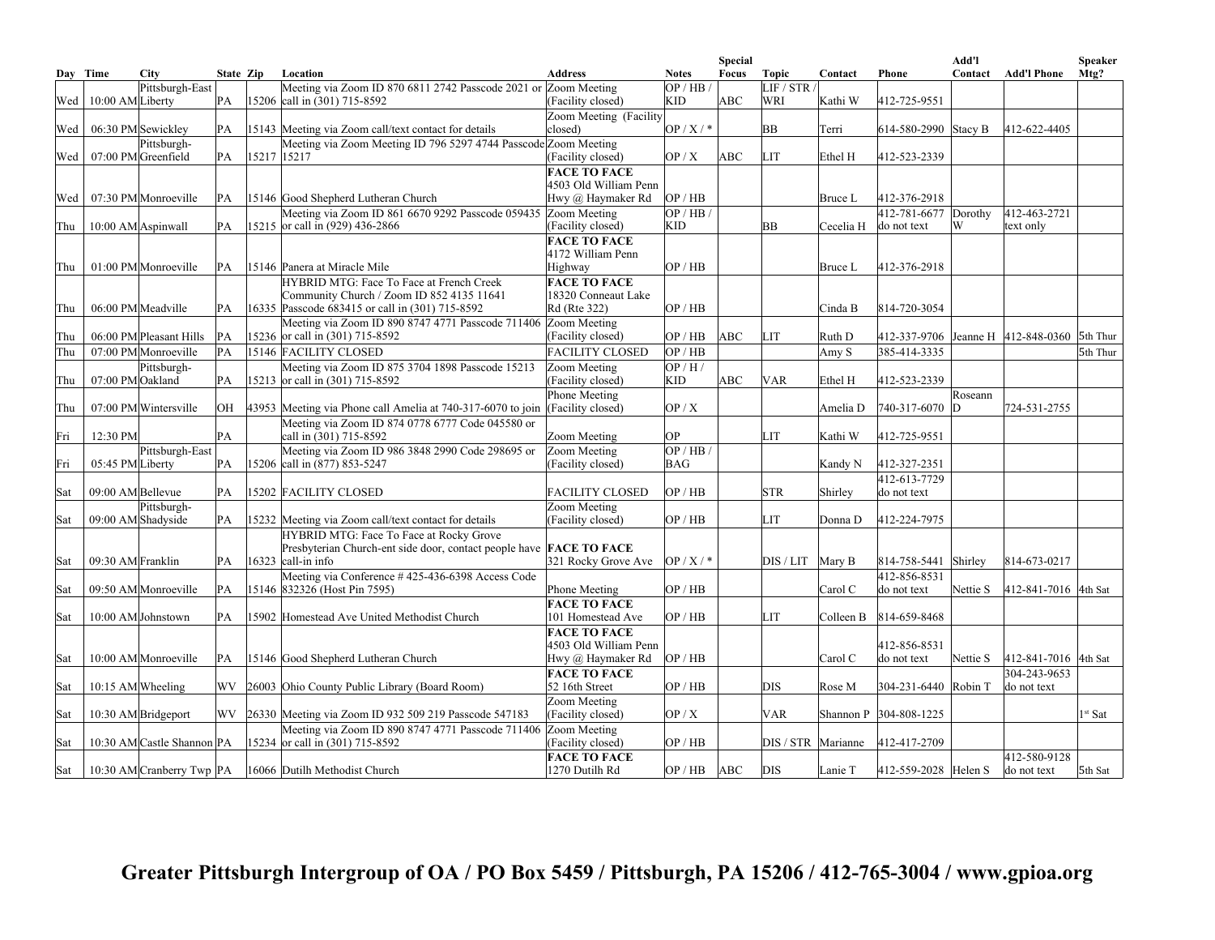| Day | Time | City | State | Zip | Location | Address | Notes | Special Focus | Topic | Contact | Phone | Add'l Contact | Add'l Phone | Speaker Mtg? |
|---|---|---|---|---|---|---|---|---|---|---|---|---|---|---|
| Wed | 10:00 AM | Pittsburgh-East Liberty | PA | 15206 | Meeting via Zoom ID 870 6811 2742 Passcode 2021 or call in (301) 715-8592 | Zoom Meeting (Facility closed) | OP / HB / KID | ABC | LIF / STR / WRI | Kathi W | 412-725-9551 | | | |
| Wed | 06:30 PM | Sewickley | PA | 15143 | Meeting via Zoom call/text contact for details | Zoom Meeting (Facility closed) | OP / X / * | | BB | Terri | 614-580-2990 | Stacy B | 412-622-4405 | |
| Wed | 07:00 PM | Pittsburgh-Greenfield | PA | 15217 | Meeting via Zoom Meeting ID 796 5297 4744 Passcode 15217 | Zoom Meeting (Facility closed) | OP / X | ABC | LIT | Ethel H | 412-523-2339 | | | |
| Wed | 07:30 PM | Monroeville | PA | 15146 | Good Shepherd Lutheran Church | **FACE TO FACE** 4503 Old William Penn Hwy @ Haymaker Rd | OP / HB | | | Bruce L | 412-376-2918 | | | |
| Thu | 10:00 AM | Aspinwall | PA | 15215 | Meeting via Zoom ID 861 6670 9292 Passcode 059435 or call in (929) 436-2866 | Zoom Meeting (Facility closed) | OP / HB / KID | | BB | Cecelia H | 412-781-6677 do not text | Dorothy W | 412-463-2721 text only | |
| Thu | 01:00 PM | Monroeville | PA | 15146 | Panera at Miracle Mile | **FACE TO FACE** 4172 William Penn Highway | OP / HB | | | Bruce L | 412-376-2918 | | | |
| Thu | 06:00 PM | Meadville | PA | 16335 | HYBRID MTG: Face To Face at French Creek Community Church / Zoom ID 852 4135 11641 Passcode 683415 or call in (301) 715-8592 | **FACE TO FACE** 18320 Conneaut Lake Rd (Rte 322) | OP / HB | | | Cinda B | 814-720-3054 | | | |
| Thu | 06:00 PM | Pleasant Hills | PA | 15236 | Meeting via Zoom ID 890 8747 4771 Passcode 711406 or call in (301) 715-8592 | Zoom Meeting (Facility closed) | OP / HB | ABC | LIT | Ruth D | 412-337-9706 | Jeanne H | 412-848-0360 | 5th Thur |
| Thu | 07:00 PM | Monroeville | PA | 15146 | FACILITY CLOSED | FACILITY CLOSED | OP / HB | | | Amy S | 385-414-3335 | | | 5th Thur |
| Thu | 07:00 PM | Pittsburgh-Oakland | PA | 15213 | Meeting via Zoom ID 875 3704 1898 Passcode 15213 or call in (301) 715-8592 | Zoom Meeting (Facility closed) | OP / H / KID | ABC | VAR | Ethel H | 412-523-2339 | | | |
| Thu | 07:00 PM | Wintersville | OH | 43953 | Meeting via Phone call Amelia at 740-317-6070 to join | Phone Meeting (Facility closed) | OP / X | | | Amelia D | 740-317-6070 | Roseann D | 724-531-2755 | |
| Fri | 12:30 PM | | PA | | Meeting via Zoom ID 874 0778 6777 Code 045580 or call in (301) 715-8592 | Zoom Meeting | OP | | LIT | Kathi W | 412-725-9551 | | | |
| Fri | 05:45 PM | Pittsburgh-East Liberty | PA | 15206 | Meeting via Zoom ID 986 3848 2990 Code 298695 or call in (877) 853-5247 | Zoom Meeting (Facility closed) | OP / HB / BAG | | | Kandy N | 412-327-2351 | | | |
| Sat | 09:00 AM | Bellevue | PA | 15202 | FACILITY CLOSED | FACILITY CLOSED | OP / HB | | STR | Shirley | 412-613-7729 do not text | | | |
| Sat | 09:00 AM | Pittsburgh-Shadyside | PA | 15232 | Meeting via Zoom call/text contact for details | Zoom Meeting (Facility closed) | OP / HB | | LIT | Donna D | 412-224-7975 | | | |
| Sat | 09:30 AM | Franklin | PA | 16323 | HYBRID MTG: Face To Face at Rocky Grove Presbyterian Church-ent side door, contact people have call-in info | **FACE TO FACE** 321 Rocky Grove Ave | OP / X / * | | DIS / LIT | Mary B | 814-758-5441 | Shirley | 814-673-0217 | |
| Sat | 09:50 AM | Monroeville | PA | 15146 | Meeting via Conference # 425-436-6398 Access Code 832326 (Host Pin 7595) | Phone Meeting | OP / HB | | | Carol C | 412-856-8531 do not text | Nettie S | 412-841-7016 | 4th Sat |
| Sat | 10:00 AM | Johnstown | PA | 15902 | Homestead Ave United Methodist Church | **FACE TO FACE** 101 Homestead Ave | OP / HB | | LIT | Colleen B | 814-659-8468 | | | |
| Sat | 10:00 AM | Monroeville | PA | 15146 | Good Shepherd Lutheran Church | **FACE TO FACE** 4503 Old William Penn Hwy @ Haymaker Rd | OP / HB | | | Carol C | 412-856-8531 do not text | Nettie S | 412-841-7016 | 4th Sat |
| Sat | 10:15 AM | Wheeling | WV | 26003 | Ohio County Public Library (Board Room) | **FACE TO FACE** 52 16th Street | OP / HB | | DIS | Rose M | 304-231-6440 | Robin T | 304-243-9653 do not text | |
| Sat | 10:30 AM | Bridgeport | WV | 26330 | Meeting via Zoom ID 932 509 219 Passcode 547183 | Zoom Meeting (Facility closed) | OP / X | | VAR | Shannon P | 304-808-1225 | | | 1st Sat |
| Sat | 10:30 AM | Castle Shannon | PA | 15234 | Meeting via Zoom ID 890 8747 4771 Passcode 711406 or call in (301) 715-8592 | Zoom Meeting (Facility closed) | OP / HB | | DIS / STR | Marianne | 412-417-2709 | | | |
| Sat | 10:30 AM | Cranberry Twp | PA | 16066 | Dutilh Methodist Church | **FACE TO FACE** 1270 Dutilh Rd | OP / HB | ABC | DIS | Lanie T | 412-559-2028 | Helen S | 412-580-9128 do not text | 5th Sat |

**Greater Pittsburgh Intergroup of OA / PO Box 5459 / Pittsburgh, PA 15206 / 412-765-3004 / www.gpioa.org**